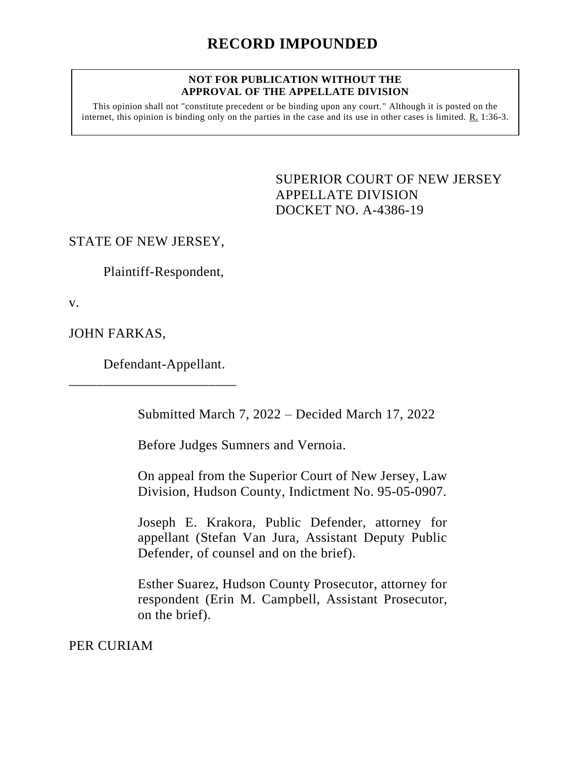# RECORD IMPOUNDED

**NOT FOR PUBLICATION WITHOUT THE APPROVAL OF THE APPELLATE DIVISION**

This opinion shall not "constitute precedent or be binding upon any court." Although it is posted on the internet, this opinion is binding only on the parties in the case and its use in other cases is limited. R. 1:36-3.

SUPERIOR COURT OF NEW JERSEY
APPELLATE DIVISION
DOCKET NO. A-4386-19

STATE OF NEW JERSEY,

Plaintiff-Respondent,

v.

JOHN FARKAS,

Defendant-Appellant.

\_\_\_\_\_\_\_\_\_\_\_\_\_\_\_\_\_\_\_\_\_\_\_\_\_

Submitted March 7, 2022 – Decided March 17, 2022

Before Judges Sumners and Vernoia.

On appeal from the Superior Court of New Jersey, Law Division, Hudson County, Indictment No. 95-05-0907.

Joseph E. Krakora, Public Defender, attorney for appellant (Stefan Van Jura, Assistant Deputy Public Defender, of counsel and on the brief).

Esther Suarez, Hudson County Prosecutor, attorney for respondent (Erin M. Campbell, Assistant Prosecutor, on the brief).

PER CURIAM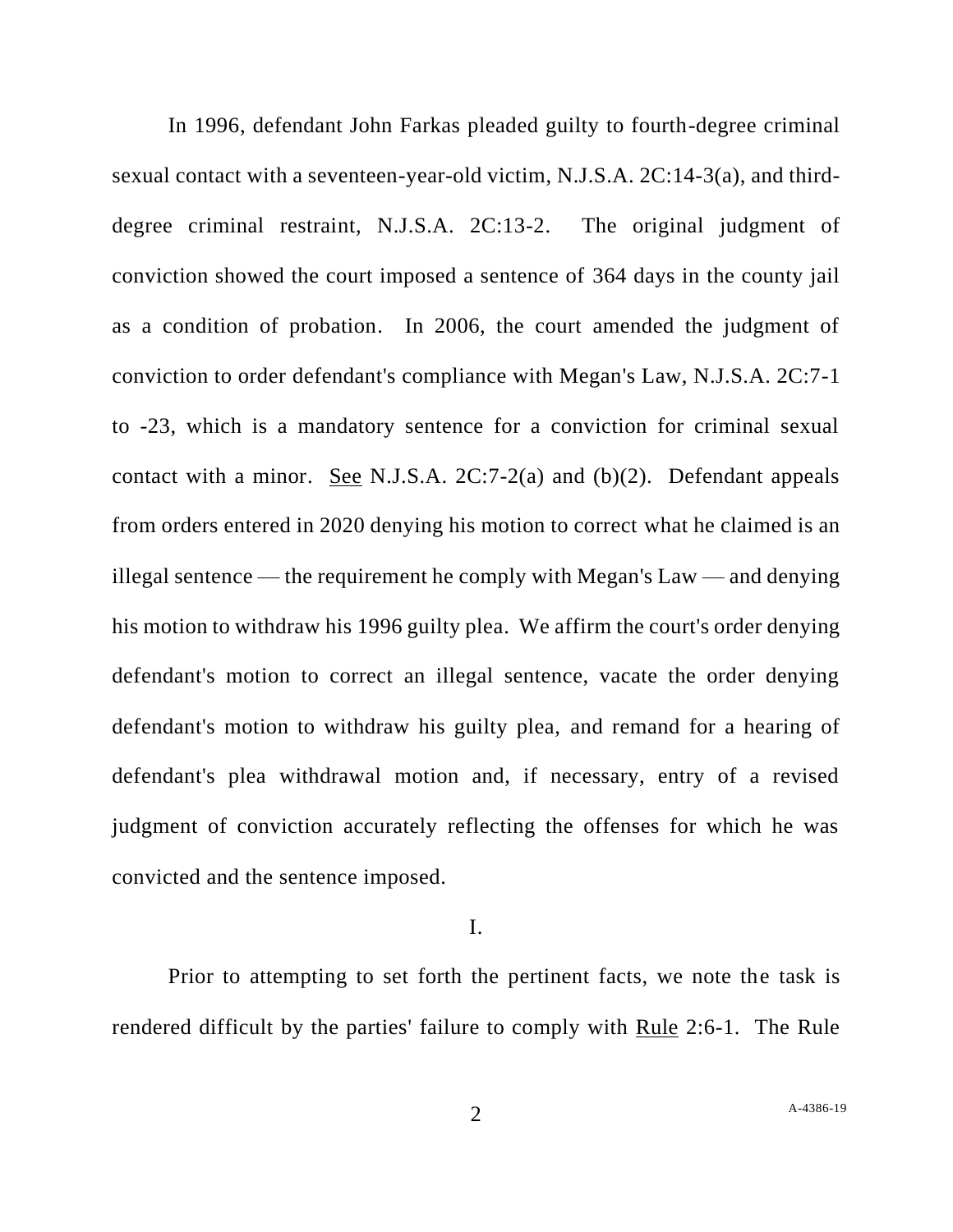In 1996, defendant John Farkas pleaded guilty to fourth-degree criminal sexual contact with a seventeen-year-old victim, N.J.S.A. 2C:14-3(a), and third-degree criminal restraint, N.J.S.A. 2C:13-2. The original judgment of conviction showed the court imposed a sentence of 364 days in the county jail as a condition of probation. In 2006, the court amended the judgment of conviction to order defendant's compliance with Megan's Law, N.J.S.A. 2C:7-1 to -23, which is a mandatory sentence for a conviction for criminal sexual contact with a minor. See N.J.S.A. 2C:7-2(a) and (b)(2). Defendant appeals from orders entered in 2020 denying his motion to correct what he claimed is an illegal sentence — the requirement he comply with Megan's Law — and denying his motion to withdraw his 1996 guilty plea. We affirm the court's order denying defendant's motion to correct an illegal sentence, vacate the order denying defendant's motion to withdraw his guilty plea, and remand for a hearing of defendant's plea withdrawal motion and, if necessary, entry of a revised judgment of conviction accurately reflecting the offenses for which he was convicted and the sentence imposed.

## I.

Prior to attempting to set forth the pertinent facts, we note the task is rendered difficult by the parties' failure to comply with Rule 2:6-1. The Rule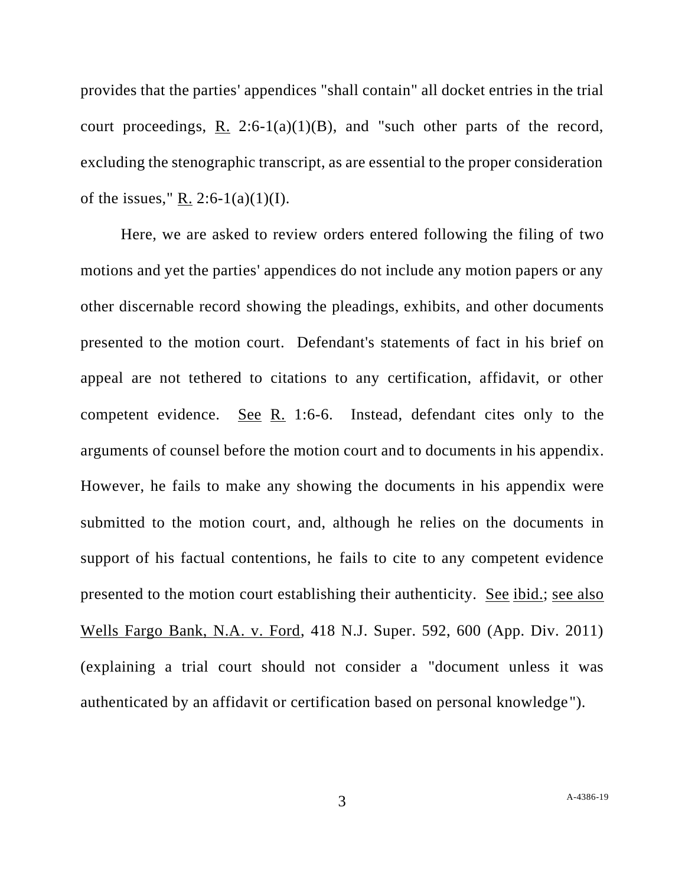provides that the parties' appendices "shall contain" all docket entries in the trial court proceedings, R. 2:6-1(a)(1)(B), and "such other parts of the record, excluding the stenographic transcript, as are essential to the proper consideration of the issues," R. 2:6-1(a)(1)(I).

Here, we are asked to review orders entered following the filing of two motions and yet the parties' appendices do not include any motion papers or any other discernable record showing the pleadings, exhibits, and other documents presented to the motion court. Defendant's statements of fact in his brief on appeal are not tethered to citations to any certification, affidavit, or other competent evidence. See R. 1:6-6. Instead, defendant cites only to the arguments of counsel before the motion court and to documents in his appendix. However, he fails to make any showing the documents in his appendix were submitted to the motion court, and, although he relies on the documents in support of his factual contentions, he fails to cite to any competent evidence presented to the motion court establishing their authenticity. See ibid.; see also Wells Fargo Bank, N.A. v. Ford, 418 N.J. Super. 592, 600 (App. Div. 2011) (explaining a trial court should not consider a "document unless it was authenticated by an affidavit or certification based on personal knowledge").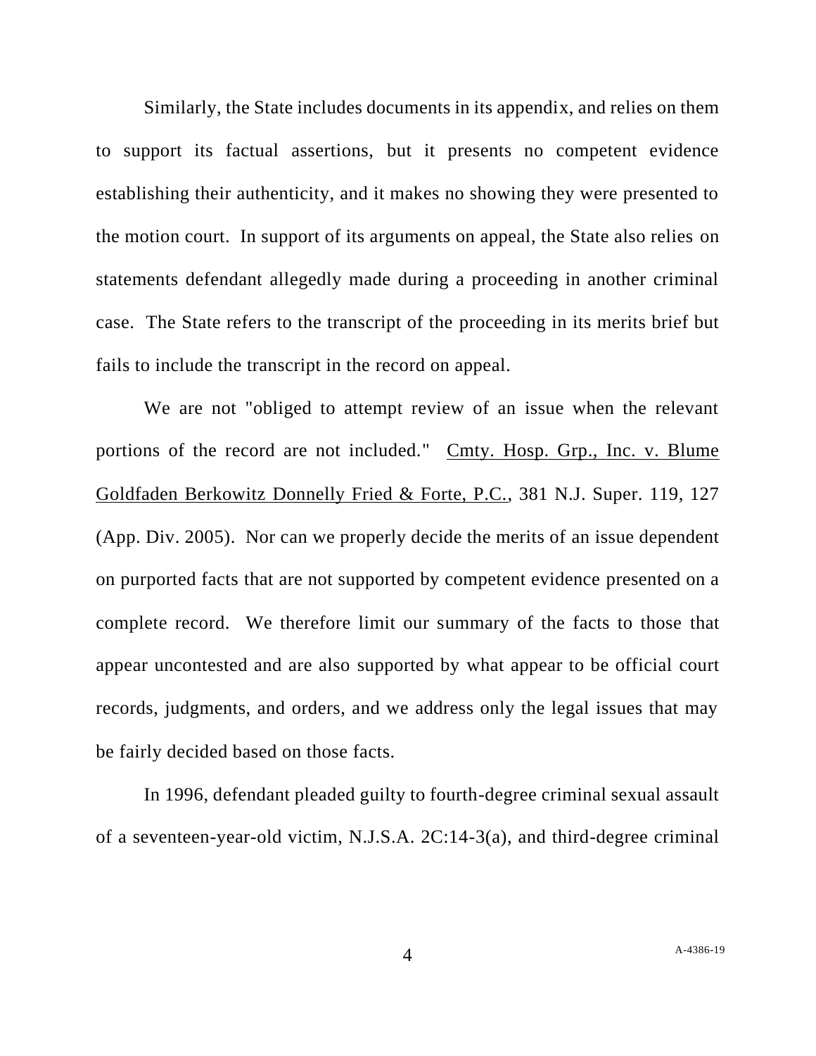Similarly, the State includes documents in its appendix, and relies on them to support its factual assertions, but it presents no competent evidence establishing their authenticity, and it makes no showing they were presented to the motion court. In support of its arguments on appeal, the State also relies on statements defendant allegedly made during a proceeding in another criminal case. The State refers to the transcript of the proceeding in its merits brief but fails to include the transcript in the record on appeal.

We are not "obliged to attempt review of an issue when the relevant portions of the record are not included." Cmty. Hosp. Grp., Inc. v. Blume Goldfaden Berkowitz Donnelly Fried & Forte, P.C., 381 N.J. Super. 119, 127 (App. Div. 2005). Nor can we properly decide the merits of an issue dependent on purported facts that are not supported by competent evidence presented on a complete record. We therefore limit our summary of the facts to those that appear uncontested and are also supported by what appear to be official court records, judgments, and orders, and we address only the legal issues that may be fairly decided based on those facts.

In 1996, defendant pleaded guilty to fourth-degree criminal sexual assault of a seventeen-year-old victim, N.J.S.A. 2C:14-3(a), and third-degree criminal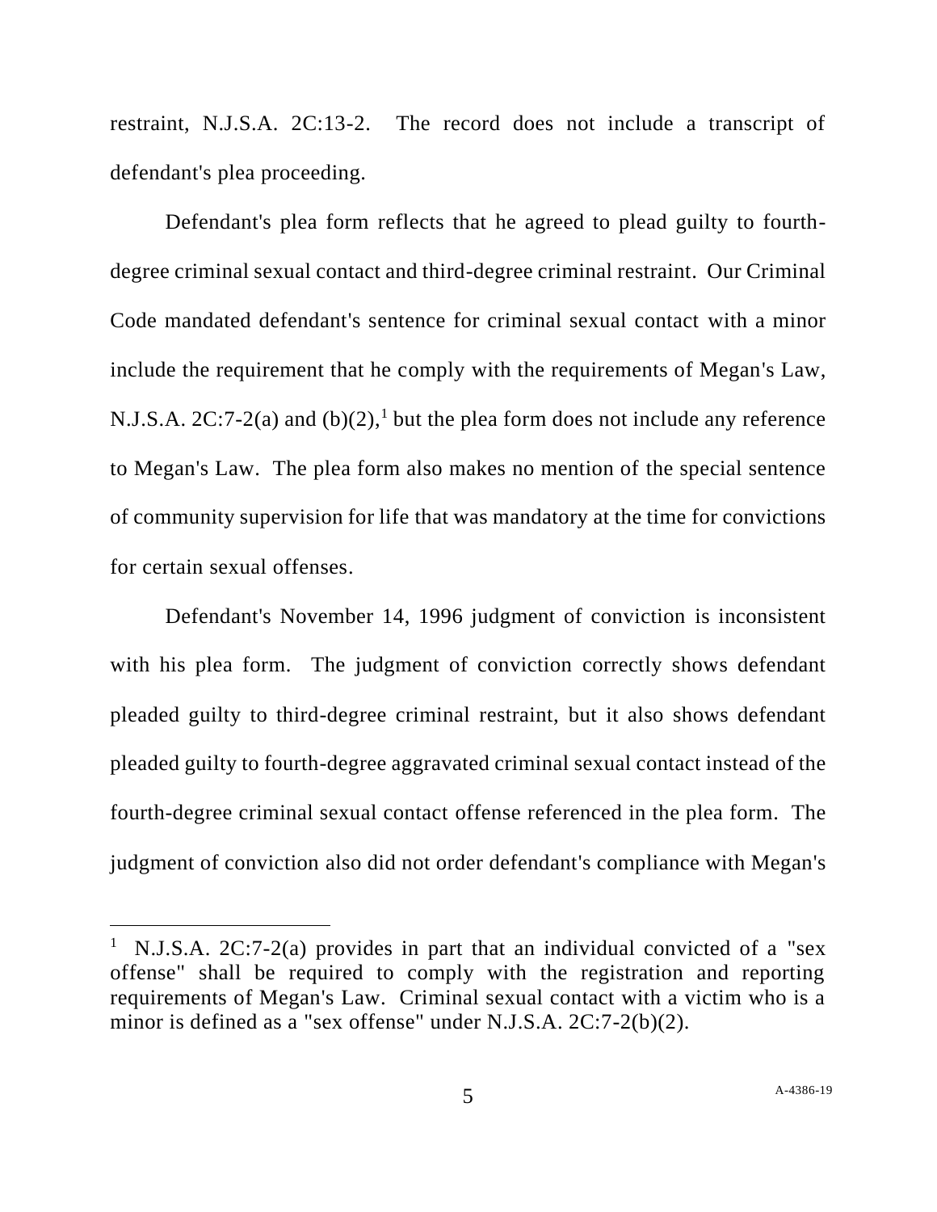restraint, N.J.S.A. 2C:13-2. The record does not include a transcript of defendant's plea proceeding.

Defendant's plea form reflects that he agreed to plead guilty to fourth-degree criminal sexual contact and third-degree criminal restraint. Our Criminal Code mandated defendant's sentence for criminal sexual contact with a minor include the requirement that he comply with the requirements of Megan's Law, N.J.S.A. 2C:7-2(a) and (b)(2),[1] but the plea form does not include any reference to Megan's Law. The plea form also makes no mention of the special sentence of community supervision for life that was mandatory at the time for convictions for certain sexual offenses.

Defendant's November 14, 1996 judgment of conviction is inconsistent with his plea form. The judgment of conviction correctly shows defendant pleaded guilty to third-degree criminal restraint, but it also shows defendant pleaded guilty to fourth-degree aggravated criminal sexual contact instead of the fourth-degree criminal sexual contact offense referenced in the plea form. The judgment of conviction also did not order defendant's compliance with Megan's

---

[1] N.J.S.A. 2C:7-2(a) provides in part that an individual convicted of a "sex offense" shall be required to comply with the registration and reporting requirements of Megan's Law. Criminal sexual contact with a victim who is a minor is defined as a "sex offense" under N.J.S.A. 2C:7-2(b)(2).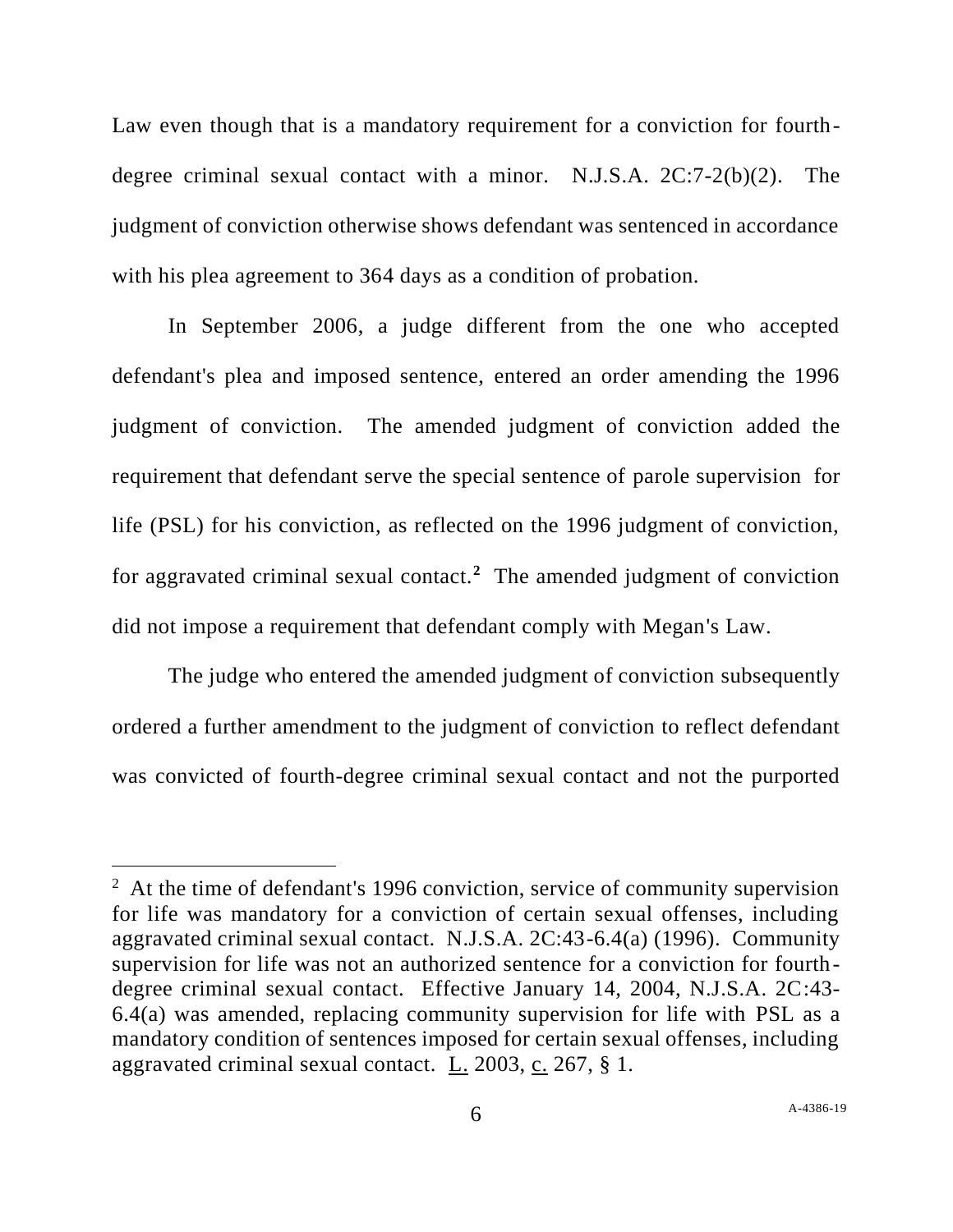Law even though that is a mandatory requirement for a conviction for fourth-degree criminal sexual contact with a minor. N.J.S.A. 2C:7-2(b)(2). The judgment of conviction otherwise shows defendant was sentenced in accordance with his plea agreement to 364 days as a condition of probation.

In September 2006, a judge different from the one who accepted defendant's plea and imposed sentence, entered an order amending the 1996 judgment of conviction. The amended judgment of conviction added the requirement that defendant serve the special sentence of parole supervision for life (PSL) for his conviction, as reflected on the 1996 judgment of conviction, for aggravated criminal sexual contact.[2] The amended judgment of conviction did not impose a requirement that defendant comply with Megan's Law.

The judge who entered the amended judgment of conviction subsequently ordered a further amendment to the judgment of conviction to reflect defendant was convicted of fourth-degree criminal sexual contact and not the purported

---

[2] At the time of defendant's 1996 conviction, service of community supervision for life was mandatory for a conviction of certain sexual offenses, including aggravated criminal sexual contact. N.J.S.A. 2C:43-6.4(a) (1996). Community supervision for life was not an authorized sentence for a conviction for fourth-degree criminal sexual contact. Effective January 14, 2004, N.J.S.A. 2C:43-6.4(a) was amended, replacing community supervision for life with PSL as a mandatory condition of sentences imposed for certain sexual offenses, including aggravated criminal sexual contact. L. 2003, c. 267, § 1.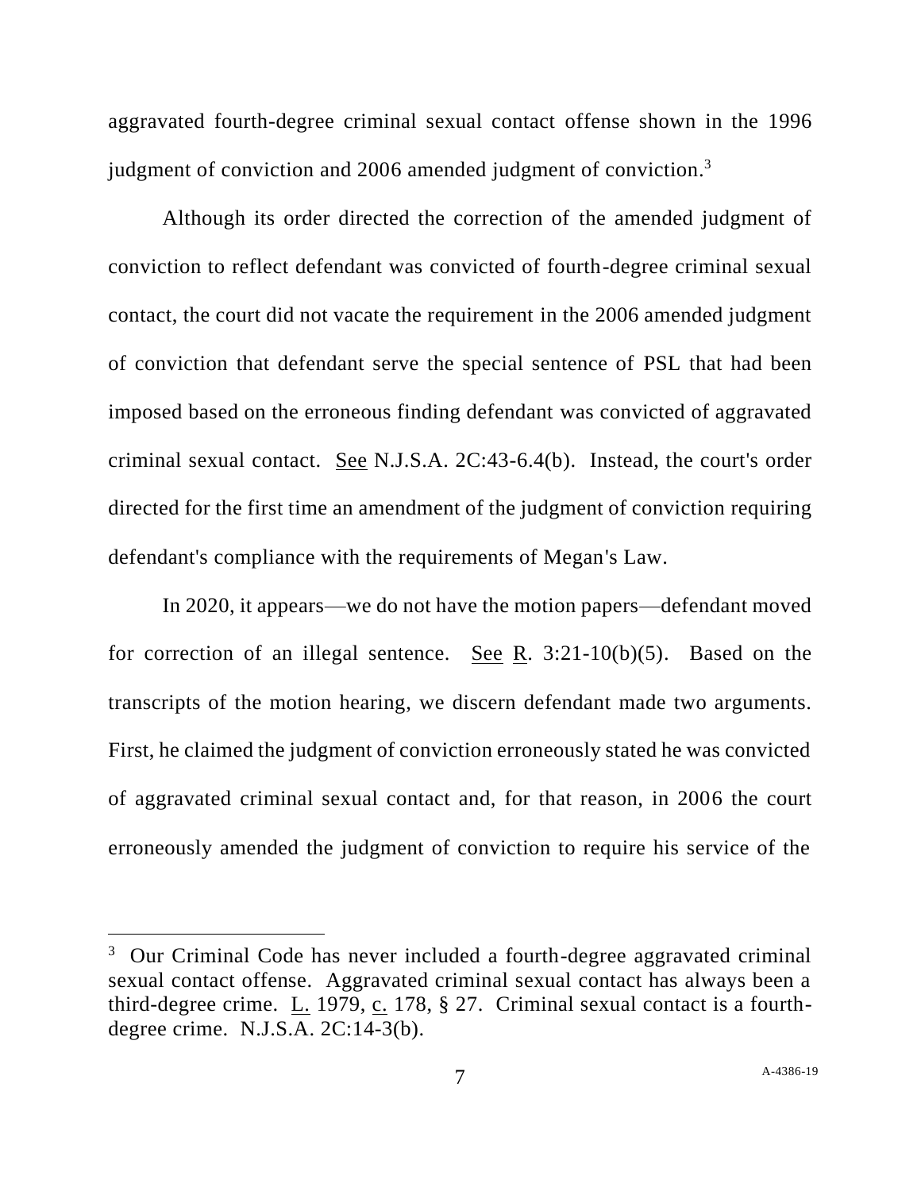aggravated fourth-degree criminal sexual contact offense shown in the 1996 judgment of conviction and 2006 amended judgment of conviction.[3]

Although its order directed the correction of the amended judgment of conviction to reflect defendant was convicted of fourth-degree criminal sexual contact, the court did not vacate the requirement in the 2006 amended judgment of conviction that defendant serve the special sentence of PSL that had been imposed based on the erroneous finding defendant was convicted of aggravated criminal sexual contact. See N.J.S.A. 2C:43-6.4(b). Instead, the court's order directed for the first time an amendment of the judgment of conviction requiring defendant's compliance with the requirements of Megan's Law.

In 2020, it appears—we do not have the motion papers—defendant moved for correction of an illegal sentence. See R. 3:21-10(b)(5). Based on the transcripts of the motion hearing, we discern defendant made two arguments. First, he claimed the judgment of conviction erroneously stated he was convicted of aggravated criminal sexual contact and, for that reason, in 2006 the court erroneously amended the judgment of conviction to require his service of the

---

[3] Our Criminal Code has never included a fourth-degree aggravated criminal sexual contact offense. Aggravated criminal sexual contact has always been a third-degree crime. L. 1979, c. 178, § 27. Criminal sexual contact is a fourth-degree crime. N.J.S.A. 2C:14-3(b).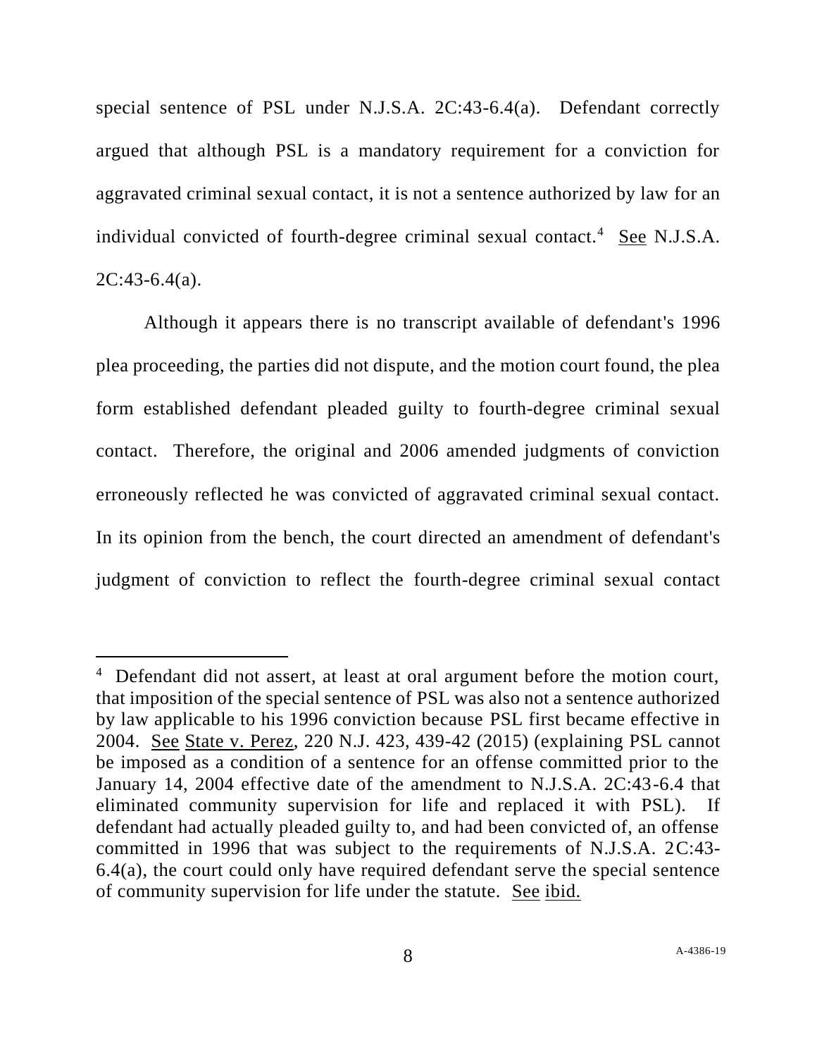special sentence of PSL under N.J.S.A. 2C:43-6.4(a). Defendant correctly argued that although PSL is a mandatory requirement for a conviction for aggravated criminal sexual contact, it is not a sentence authorized by law for an individual convicted of fourth-degree criminal sexual contact.[4] See N.J.S.A. 2C:43-6.4(a).

Although it appears there is no transcript available of defendant's 1996 plea proceeding, the parties did not dispute, and the motion court found, the plea form established defendant pleaded guilty to fourth-degree criminal sexual contact. Therefore, the original and 2006 amended judgments of conviction erroneously reflected he was convicted of aggravated criminal sexual contact. In its opinion from the bench, the court directed an amendment of defendant's judgment of conviction to reflect the fourth-degree criminal sexual contact

---

[4] Defendant did not assert, at least at oral argument before the motion court, that imposition of the special sentence of PSL was also not a sentence authorized by law applicable to his 1996 conviction because PSL first became effective in 2004. See State v. Perez, 220 N.J. 423, 439-42 (2015) (explaining PSL cannot be imposed as a condition of a sentence for an offense committed prior to the January 14, 2004 effective date of the amendment to N.J.S.A. 2C:43-6.4 that eliminated community supervision for life and replaced it with PSL). If defendant had actually pleaded guilty to, and had been convicted of, an offense committed in 1996 that was subject to the requirements of N.J.S.A. 2C:43-6.4(a), the court could only have required defendant serve the special sentence of community supervision for life under the statute. See ibid.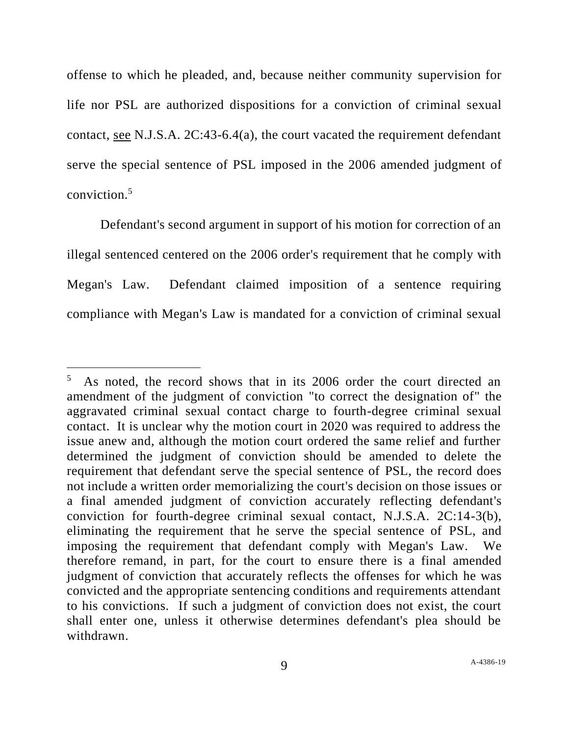offense to which he pleaded, and, because neither community supervision for life nor PSL are authorized dispositions for a conviction of criminal sexual contact, see N.J.S.A. 2C:43-6.4(a), the court vacated the requirement defendant serve the special sentence of PSL imposed in the 2006 amended judgment of conviction.[5]

Defendant's second argument in support of his motion for correction of an illegal sentenced centered on the 2006 order's requirement that he comply with Megan's Law. Defendant claimed imposition of a sentence requiring compliance with Megan's Law is mandated for a conviction of criminal sexual

---

[5] As noted, the record shows that in its 2006 order the court directed an amendment of the judgment of conviction "to correct the designation of" the aggravated criminal sexual contact charge to fourth-degree criminal sexual contact. It is unclear why the motion court in 2020 was required to address the issue anew and, although the motion court ordered the same relief and further determined the judgment of conviction should be amended to delete the requirement that defendant serve the special sentence of PSL, the record does not include a written order memorializing the court's decision on those issues or a final amended judgment of conviction accurately reflecting defendant's conviction for fourth-degree criminal sexual contact, N.J.S.A. 2C:14-3(b), eliminating the requirement that he serve the special sentence of PSL, and imposing the requirement that defendant comply with Megan's Law. We therefore remand, in part, for the court to ensure there is a final amended judgment of conviction that accurately reflects the offenses for which he was convicted and the appropriate sentencing conditions and requirements attendant to his convictions. If such a judgment of conviction does not exist, the court shall enter one, unless it otherwise determines defendant's plea should be withdrawn.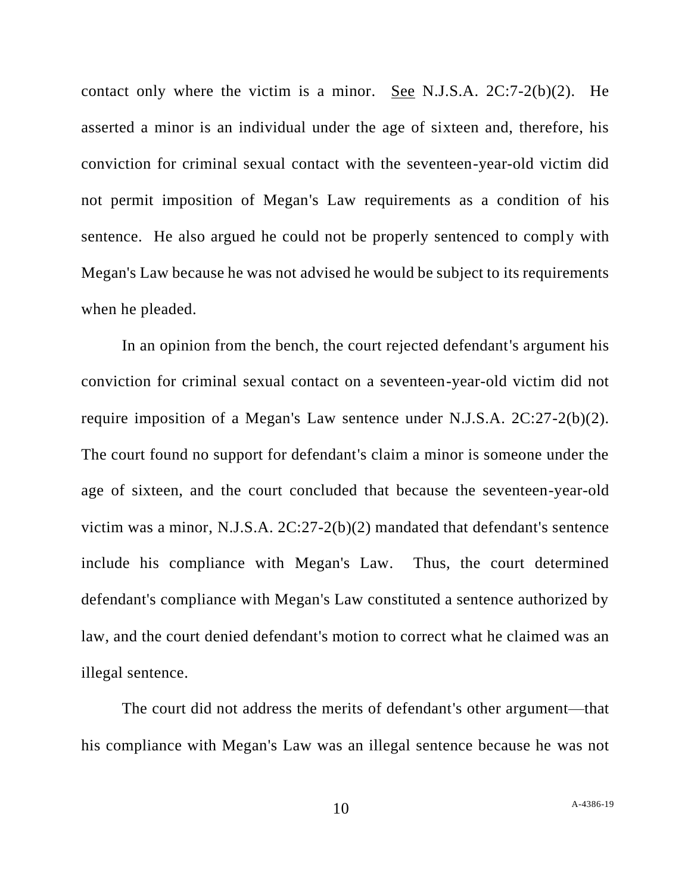contact only where the victim is a minor. See N.J.S.A. 2C:7-2(b)(2). He asserted a minor is an individual under the age of sixteen and, therefore, his conviction for criminal sexual contact with the seventeen-year-old victim did not permit imposition of Megan's Law requirements as a condition of his sentence. He also argued he could not be properly sentenced to comply with Megan's Law because he was not advised he would be subject to its requirements when he pleaded.

In an opinion from the bench, the court rejected defendant's argument his conviction for criminal sexual contact on a seventeen-year-old victim did not require imposition of a Megan's Law sentence under N.J.S.A. 2C:27-2(b)(2). The court found no support for defendant's claim a minor is someone under the age of sixteen, and the court concluded that because the seventeen-year-old victim was a minor, N.J.S.A. 2C:27-2(b)(2) mandated that defendant's sentence include his compliance with Megan's Law. Thus, the court determined defendant's compliance with Megan's Law constituted a sentence authorized by law, and the court denied defendant's motion to correct what he claimed was an illegal sentence.

The court did not address the merits of defendant's other argument—that his compliance with Megan's Law was an illegal sentence because he was not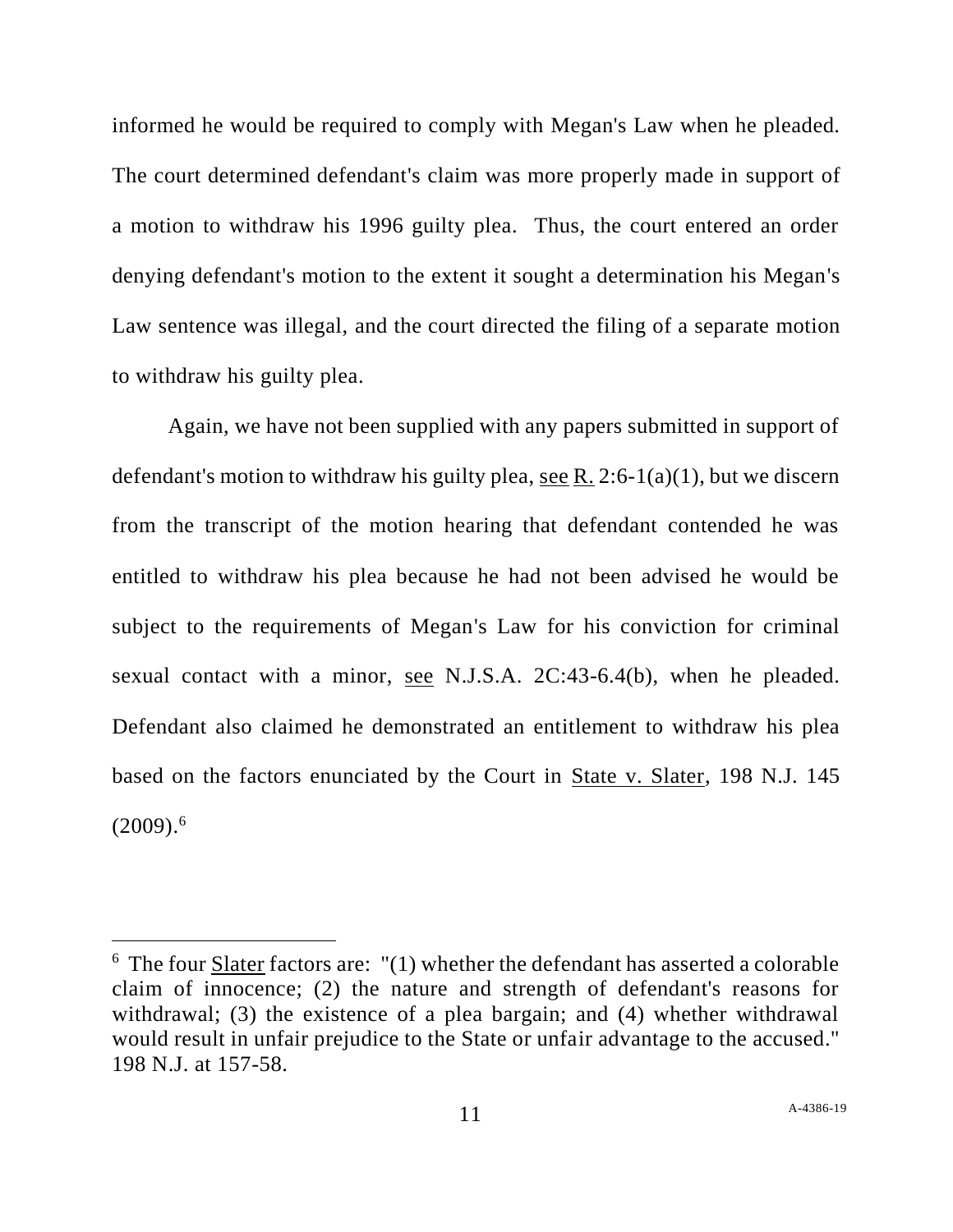informed he would be required to comply with Megan's Law when he pleaded. The court determined defendant's claim was more properly made in support of a motion to withdraw his 1996 guilty plea. Thus, the court entered an order denying defendant's motion to the extent it sought a determination his Megan's Law sentence was illegal, and the court directed the filing of a separate motion to withdraw his guilty plea.

Again, we have not been supplied with any papers submitted in support of defendant's motion to withdraw his guilty plea, see R. 2:6-1(a)(1), but we discern from the transcript of the motion hearing that defendant contended he was entitled to withdraw his plea because he had not been advised he would be subject to the requirements of Megan's Law for his conviction for criminal sexual contact with a minor, see N.J.S.A. 2C:43-6.4(b), when he pleaded. Defendant also claimed he demonstrated an entitlement to withdraw his plea based on the factors enunciated by the Court in State v. Slater, 198 N.J. 145 (2009).[6]

---

[6] The four Slater factors are: "(1) whether the defendant has asserted a colorable claim of innocence; (2) the nature and strength of defendant's reasons for withdrawal; (3) the existence of a plea bargain; and (4) whether withdrawal would result in unfair prejudice to the State or unfair advantage to the accused." 198 N.J. at 157-58.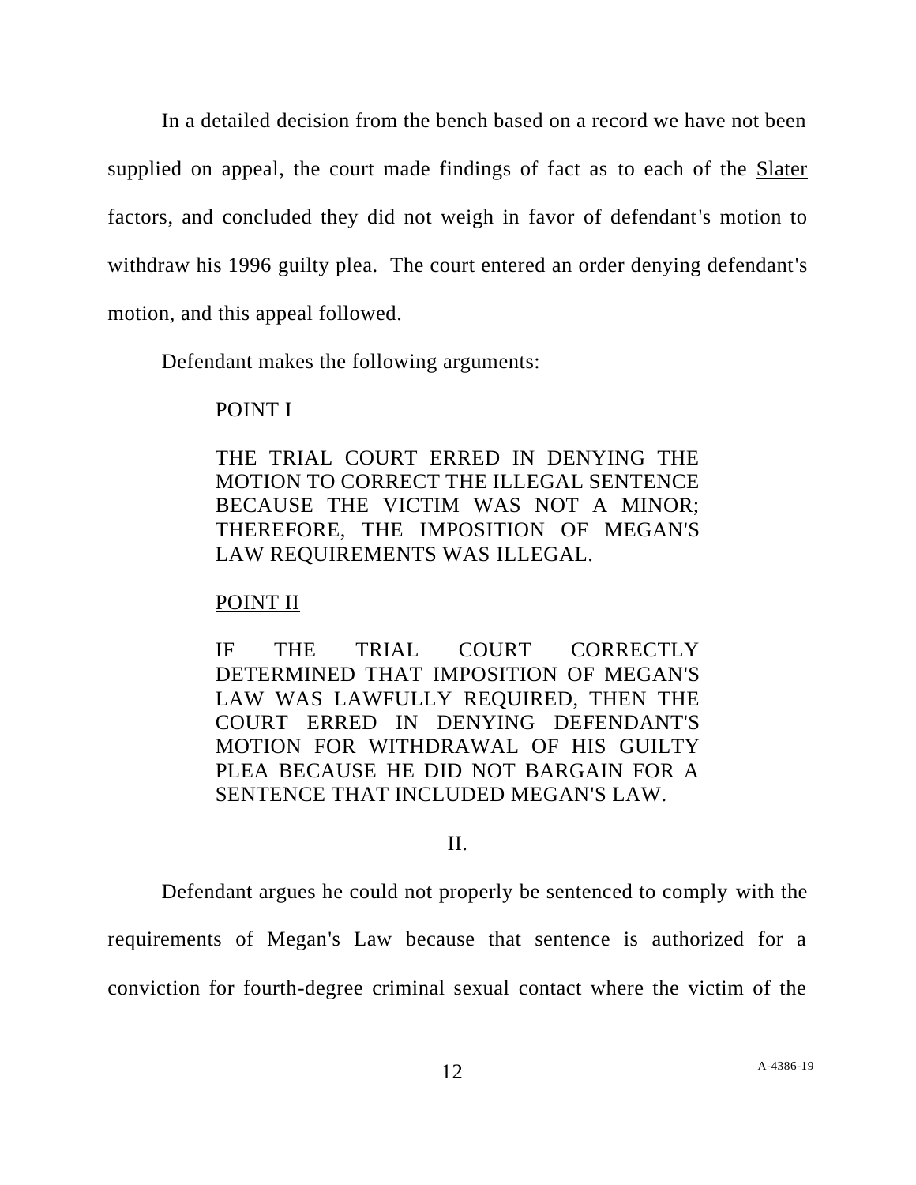In a detailed decision from the bench based on a record we have not been supplied on appeal, the court made findings of fact as to each of the Slater factors, and concluded they did not weigh in favor of defendant's motion to withdraw his 1996 guilty plea. The court entered an order denying defendant's motion, and this appeal followed.

Defendant makes the following arguments:

> POINT I
>
> THE TRIAL COURT ERRED IN DENYING THE MOTION TO CORRECT THE ILLEGAL SENTENCE BECAUSE THE VICTIM WAS NOT A MINOR; THEREFORE, THE IMPOSITION OF MEGAN'S LAW REQUIREMENTS WAS ILLEGAL.
>
> POINT II
>
> IF THE TRIAL COURT CORRECTLY DETERMINED THAT IMPOSITION OF MEGAN'S LAW WAS LAWFULLY REQUIRED, THEN THE COURT ERRED IN DENYING DEFENDANT'S MOTION FOR WITHDRAWAL OF HIS GUILTY PLEA BECAUSE HE DID NOT BARGAIN FOR A SENTENCE THAT INCLUDED MEGAN'S LAW.

## II.

Defendant argues he could not properly be sentenced to comply with the requirements of Megan's Law because that sentence is authorized for a conviction for fourth-degree criminal sexual contact where the victim of the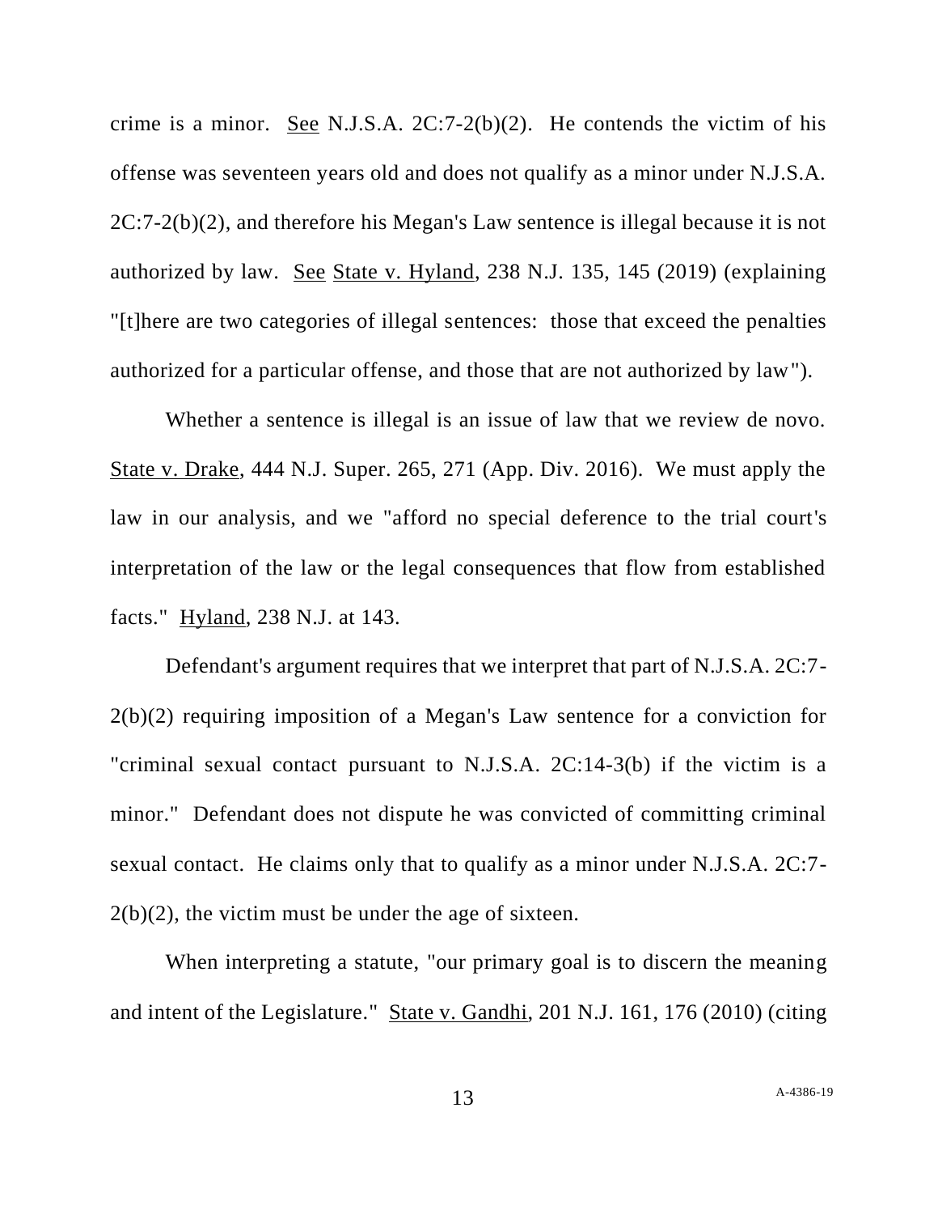crime is a minor. See N.J.S.A. 2C:7-2(b)(2). He contends the victim of his offense was seventeen years old and does not qualify as a minor under N.J.S.A. 2C:7-2(b)(2), and therefore his Megan's Law sentence is illegal because it is not authorized by law. See State v. Hyland, 238 N.J. 135, 145 (2019) (explaining "[t]here are two categories of illegal sentences: those that exceed the penalties authorized for a particular offense, and those that are not authorized by law").

Whether a sentence is illegal is an issue of law that we review de novo. State v. Drake, 444 N.J. Super. 265, 271 (App. Div. 2016). We must apply the law in our analysis, and we "afford no special deference to the trial court's interpretation of the law or the legal consequences that flow from established facts." Hyland, 238 N.J. at 143.

Defendant's argument requires that we interpret that part of N.J.S.A. 2C:7-2(b)(2) requiring imposition of a Megan's Law sentence for a conviction for "criminal sexual contact pursuant to N.J.S.A. 2C:14-3(b) if the victim is a minor." Defendant does not dispute he was convicted of committing criminal sexual contact. He claims only that to qualify as a minor under N.J.S.A. 2C:7-2(b)(2), the victim must be under the age of sixteen.

When interpreting a statute, "our primary goal is to discern the meaning and intent of the Legislature." State v. Gandhi, 201 N.J. 161, 176 (2010) (citing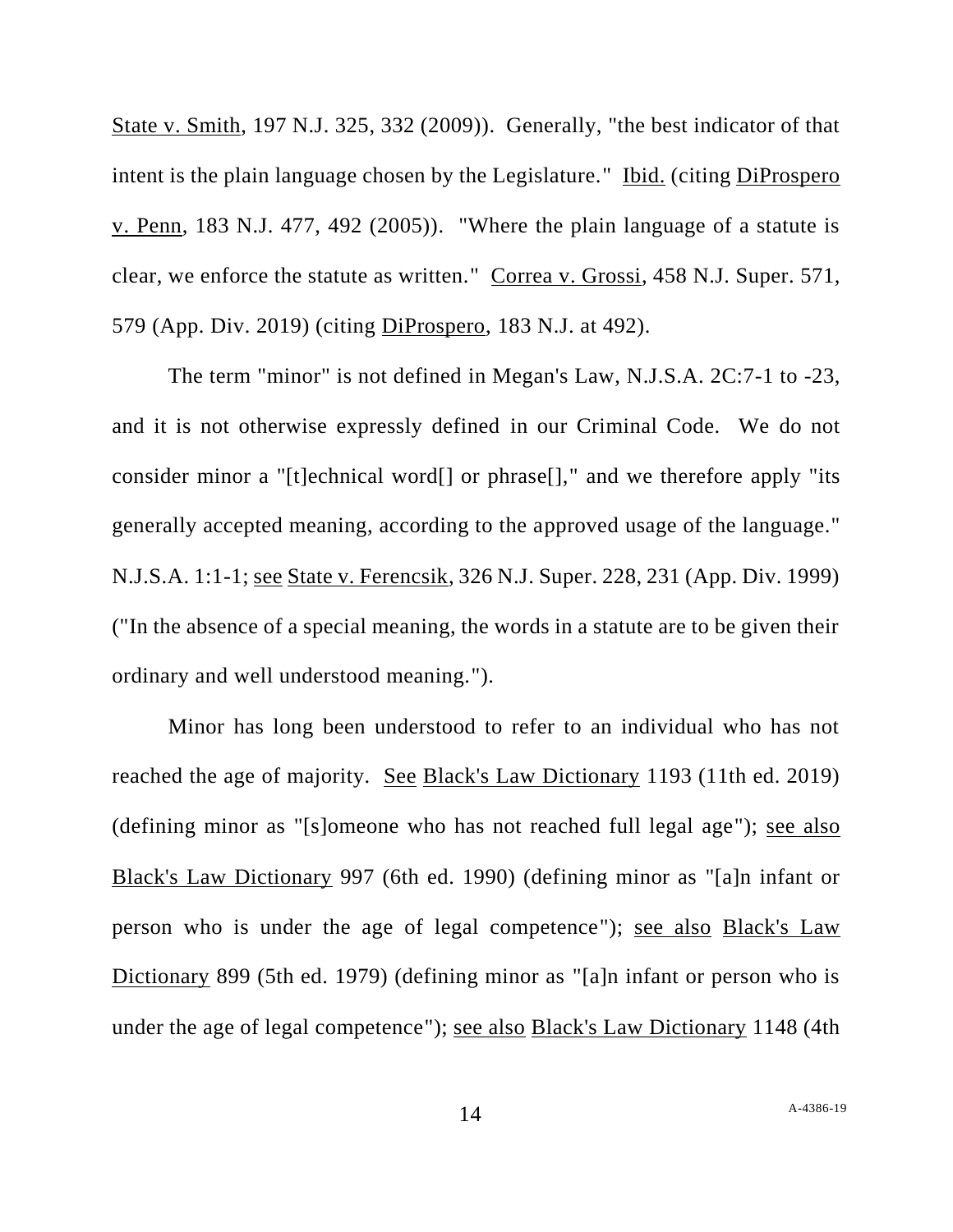State v. Smith, 197 N.J. 325, 332 (2009)). Generally, "the best indicator of that intent is the plain language chosen by the Legislature." Ibid. (citing DiProspero v. Penn, 183 N.J. 477, 492 (2005)). "Where the plain language of a statute is clear, we enforce the statute as written." Correa v. Grossi, 458 N.J. Super. 571, 579 (App. Div. 2019) (citing DiProspero, 183 N.J. at 492).

The term "minor" is not defined in Megan's Law, N.J.S.A. 2C:7-1 to -23, and it is not otherwise expressly defined in our Criminal Code. We do not consider minor a "[t]echnical word[] or phrase[]," and we therefore apply "its generally accepted meaning, according to the approved usage of the language." N.J.S.A. 1:1-1; see State v. Ferencsik, 326 N.J. Super. 228, 231 (App. Div. 1999) ("In the absence of a special meaning, the words in a statute are to be given their ordinary and well understood meaning.").

Minor has long been understood to refer to an individual who has not reached the age of majority. See Black's Law Dictionary 1193 (11th ed. 2019) (defining minor as "[s]omeone who has not reached full legal age"); see also Black's Law Dictionary 997 (6th ed. 1990) (defining minor as "[a]n infant or person who is under the age of legal competence"); see also Black's Law Dictionary 899 (5th ed. 1979) (defining minor as "[a]n infant or person who is under the age of legal competence"); see also Black's Law Dictionary 1148 (4th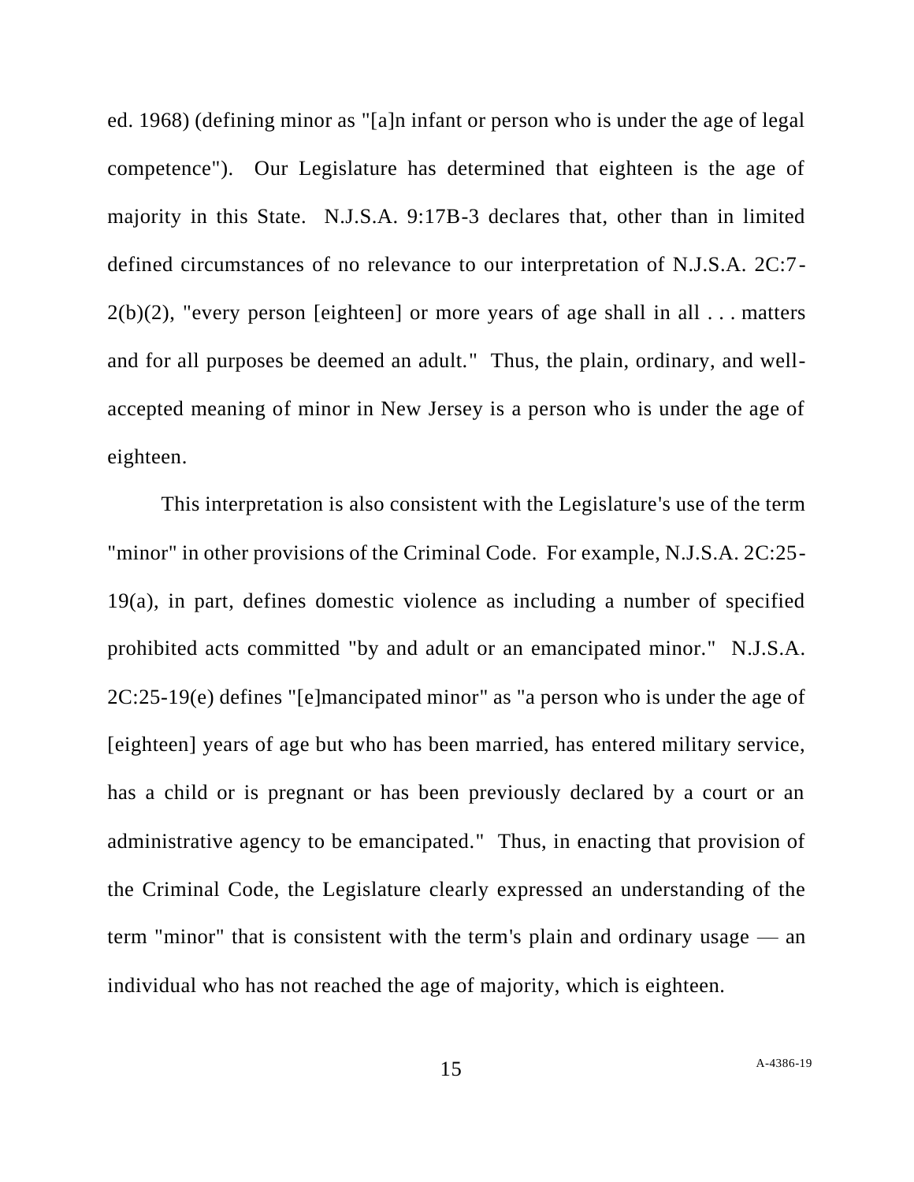ed. 1968) (defining minor as "[a]n infant or person who is under the age of legal competence"). Our Legislature has determined that eighteen is the age of majority in this State. N.J.S.A. 9:17B-3 declares that, other than in limited defined circumstances of no relevance to our interpretation of N.J.S.A. 2C:7-2(b)(2), "every person [eighteen] or more years of age shall in all . . . matters and for all purposes be deemed an adult." Thus, the plain, ordinary, and well-accepted meaning of minor in New Jersey is a person who is under the age of eighteen.

This interpretation is also consistent with the Legislature's use of the term "minor" in other provisions of the Criminal Code. For example, N.J.S.A. 2C:25-19(a), in part, defines domestic violence as including a number of specified prohibited acts committed "by and adult or an emancipated minor." N.J.S.A. 2C:25-19(e) defines "[e]mancipated minor" as "a person who is under the age of [eighteen] years of age but who has been married, has entered military service, has a child or is pregnant or has been previously declared by a court or an administrative agency to be emancipated." Thus, in enacting that provision of the Criminal Code, the Legislature clearly expressed an understanding of the term "minor" that is consistent with the term's plain and ordinary usage — an individual who has not reached the age of majority, which is eighteen.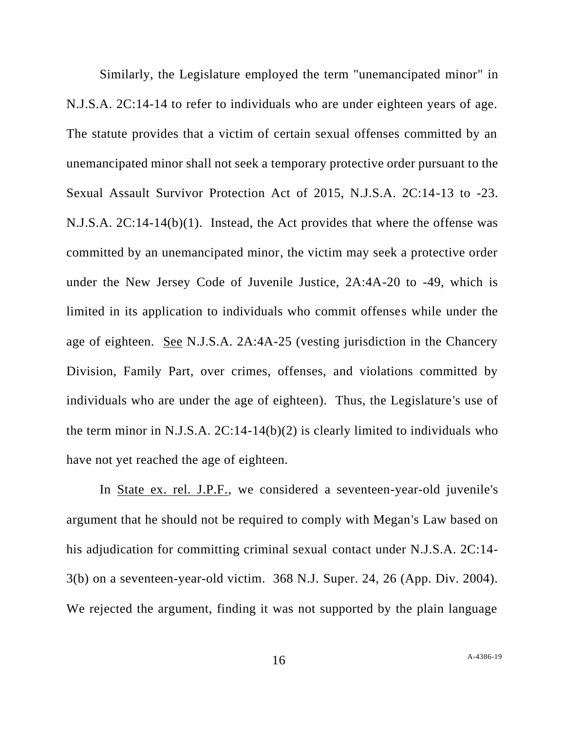Similarly, the Legislature employed the term "unemancipated minor" in N.J.S.A. 2C:14-14 to refer to individuals who are under eighteen years of age. The statute provides that a victim of certain sexual offenses committed by an unemancipated minor shall not seek a temporary protective order pursuant to the Sexual Assault Survivor Protection Act of 2015, N.J.S.A. 2C:14-13 to -23. N.J.S.A. 2C:14-14(b)(1). Instead, the Act provides that where the offense was committed by an unemancipated minor, the victim may seek a protective order under the New Jersey Code of Juvenile Justice, 2A:4A-20 to -49, which is limited in its application to individuals who commit offenses while under the age of eighteen. See N.J.S.A. 2A:4A-25 (vesting jurisdiction in the Chancery Division, Family Part, over crimes, offenses, and violations committed by individuals who are under the age of eighteen). Thus, the Legislature's use of the term minor in N.J.S.A. 2C:14-14(b)(2) is clearly limited to individuals who have not yet reached the age of eighteen.

In State ex. rel. J.P.F., we considered a seventeen-year-old juvenile's argument that he should not be required to comply with Megan's Law based on his adjudication for committing criminal sexual contact under N.J.S.A. 2C:14-3(b) on a seventeen-year-old victim. 368 N.J. Super. 24, 26 (App. Div. 2004). We rejected the argument, finding it was not supported by the plain language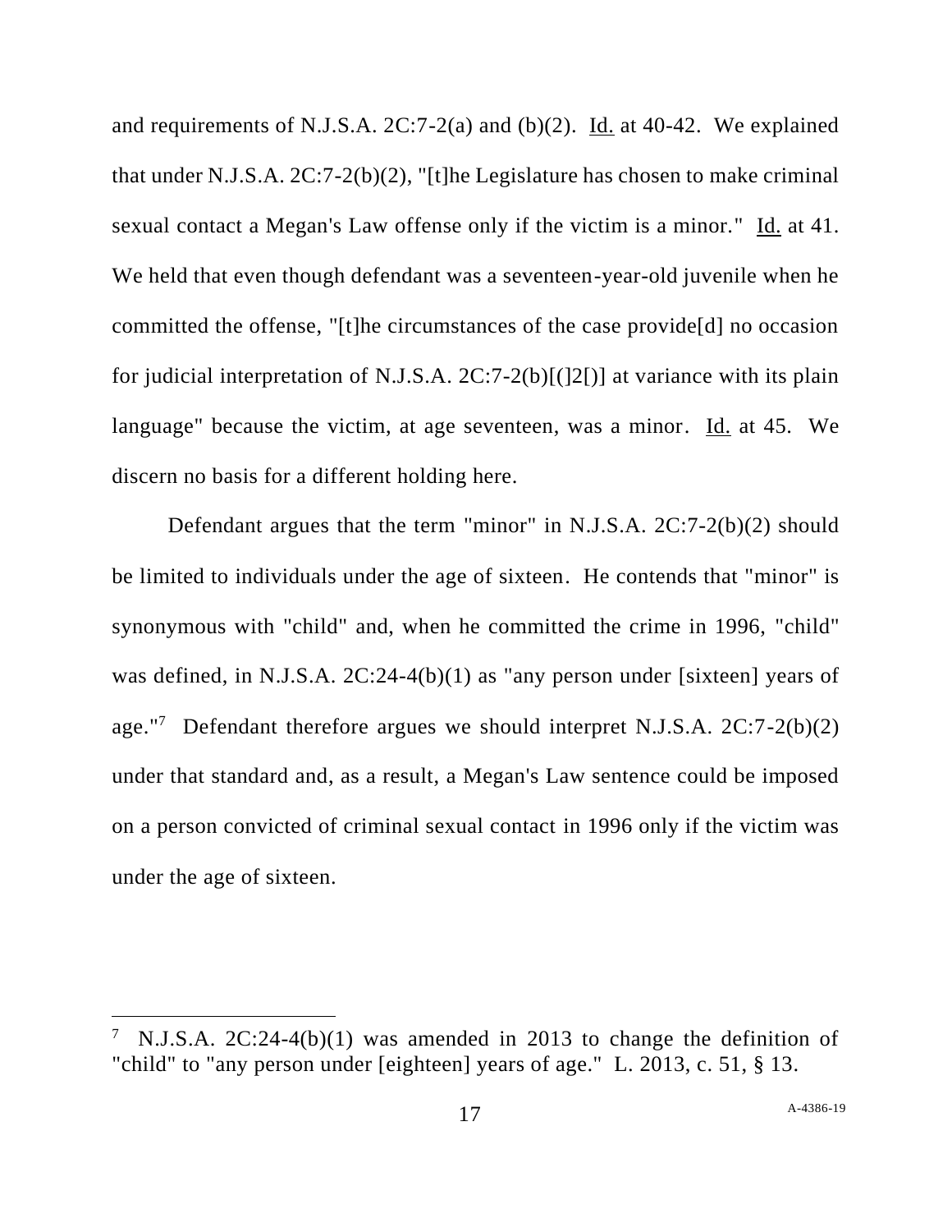and requirements of N.J.S.A. 2C:7-2(a) and (b)(2). Id. at 40-42. We explained that under N.J.S.A. 2C:7-2(b)(2), "[t]he Legislature has chosen to make criminal sexual contact a Megan's Law offense only if the victim is a minor." Id. at 41. We held that even though defendant was a seventeen-year-old juvenile when he committed the offense, "[t]he circumstances of the case provide[d] no occasion for judicial interpretation of N.J.S.A. 2C:7-2(b)[(]2[)] at variance with its plain language" because the victim, at age seventeen, was a minor. Id. at 45. We discern no basis for a different holding here.

Defendant argues that the term "minor" in N.J.S.A. 2C:7-2(b)(2) should be limited to individuals under the age of sixteen. He contends that "minor" is synonymous with "child" and, when he committed the crime in 1996, "child" was defined, in N.J.S.A. 2C:24-4(b)(1) as "any person under [sixteen] years of age."[7] Defendant therefore argues we should interpret N.J.S.A. 2C:7-2(b)(2) under that standard and, as a result, a Megan's Law sentence could be imposed on a person convicted of criminal sexual contact in 1996 only if the victim was under the age of sixteen.

---

[7] N.J.S.A. 2C:24-4(b)(1) was amended in 2013 to change the definition of "child" to "any person under [eighteen] years of age." L. 2013, c. 51, § 13.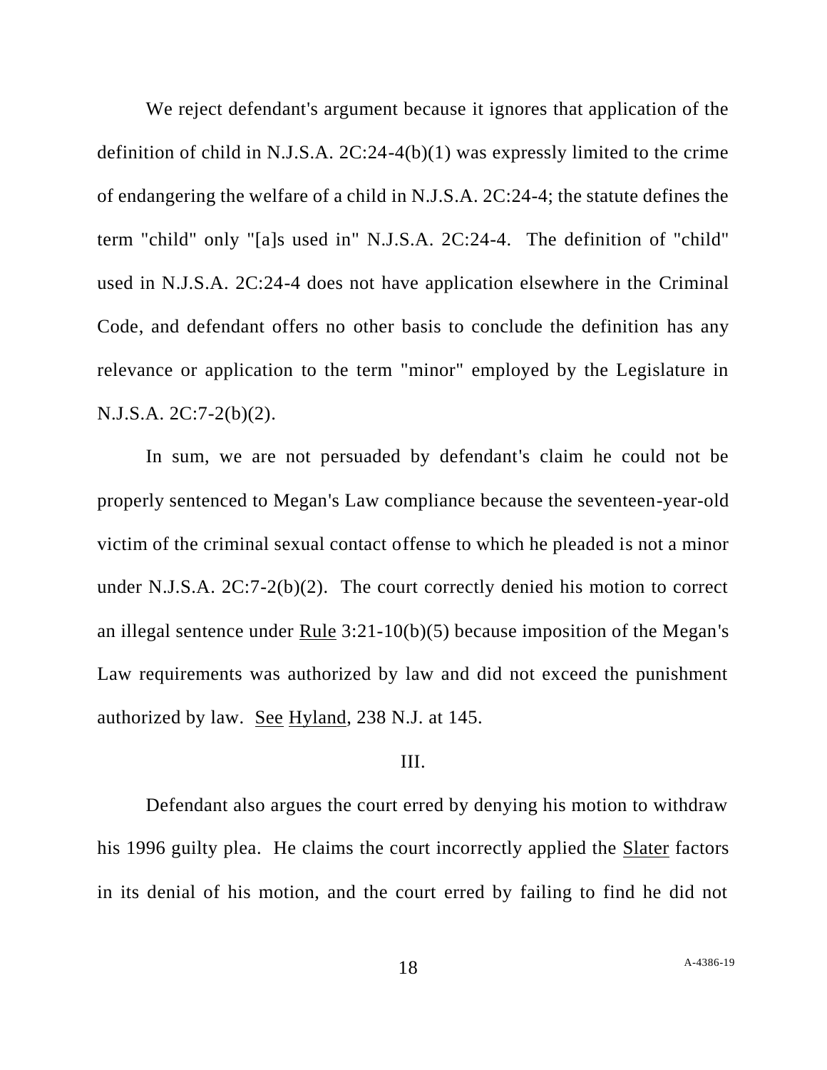We reject defendant's argument because it ignores that application of the definition of child in N.J.S.A. 2C:24-4(b)(1) was expressly limited to the crime of endangering the welfare of a child in N.J.S.A. 2C:24-4; the statute defines the term "child" only "[a]s used in" N.J.S.A. 2C:24-4. The definition of "child" used in N.J.S.A. 2C:24-4 does not have application elsewhere in the Criminal Code, and defendant offers no other basis to conclude the definition has any relevance or application to the term "minor" employed by the Legislature in N.J.S.A. 2C:7-2(b)(2).

In sum, we are not persuaded by defendant's claim he could not be properly sentenced to Megan's Law compliance because the seventeen-year-old victim of the criminal sexual contact offense to which he pleaded is not a minor under N.J.S.A. 2C:7-2(b)(2). The court correctly denied his motion to correct an illegal sentence under Rule 3:21-10(b)(5) because imposition of the Megan's Law requirements was authorized by law and did not exceed the punishment authorized by law. See Hyland, 238 N.J. at 145.

III.

Defendant also argues the court erred by denying his motion to withdraw his 1996 guilty plea. He claims the court incorrectly applied the Slater factors in its denial of his motion, and the court erred by failing to find he did not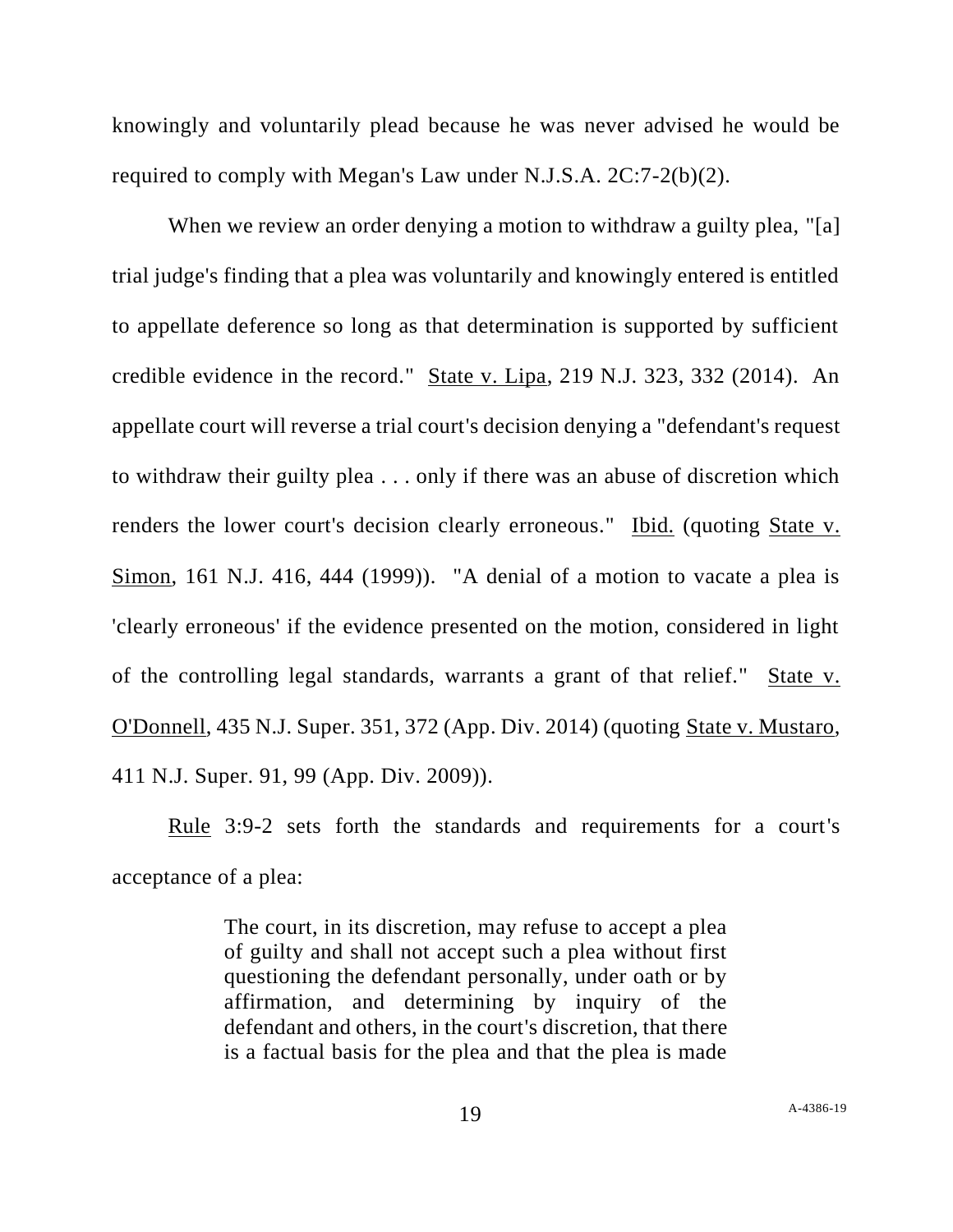knowingly and voluntarily plead because he was never advised he would be required to comply with Megan's Law under N.J.S.A. 2C:7-2(b)(2).

When we review an order denying a motion to withdraw a guilty plea, "[a] trial judge's finding that a plea was voluntarily and knowingly entered is entitled to appellate deference so long as that determination is supported by sufficient credible evidence in the record." State v. Lipa, 219 N.J. 323, 332 (2014). An appellate court will reverse a trial court's decision denying a "defendant's request to withdraw their guilty plea . . . only if there was an abuse of discretion which renders the lower court's decision clearly erroneous." Ibid. (quoting State v. Simon, 161 N.J. 416, 444 (1999)). "A denial of a motion to vacate a plea is 'clearly erroneous' if the evidence presented on the motion, considered in light of the controlling legal standards, warrants a grant of that relief." State v. O'Donnell, 435 N.J. Super. 351, 372 (App. Div. 2014) (quoting State v. Mustaro, 411 N.J. Super. 91, 99 (App. Div. 2009)).

Rule 3:9-2 sets forth the standards and requirements for a court's acceptance of a plea:

> The court, in its discretion, may refuse to accept a plea of guilty and shall not accept such a plea without first questioning the defendant personally, under oath or by affirmation, and determining by inquiry of the defendant and others, in the court's discretion, that there is a factual basis for the plea and that the plea is made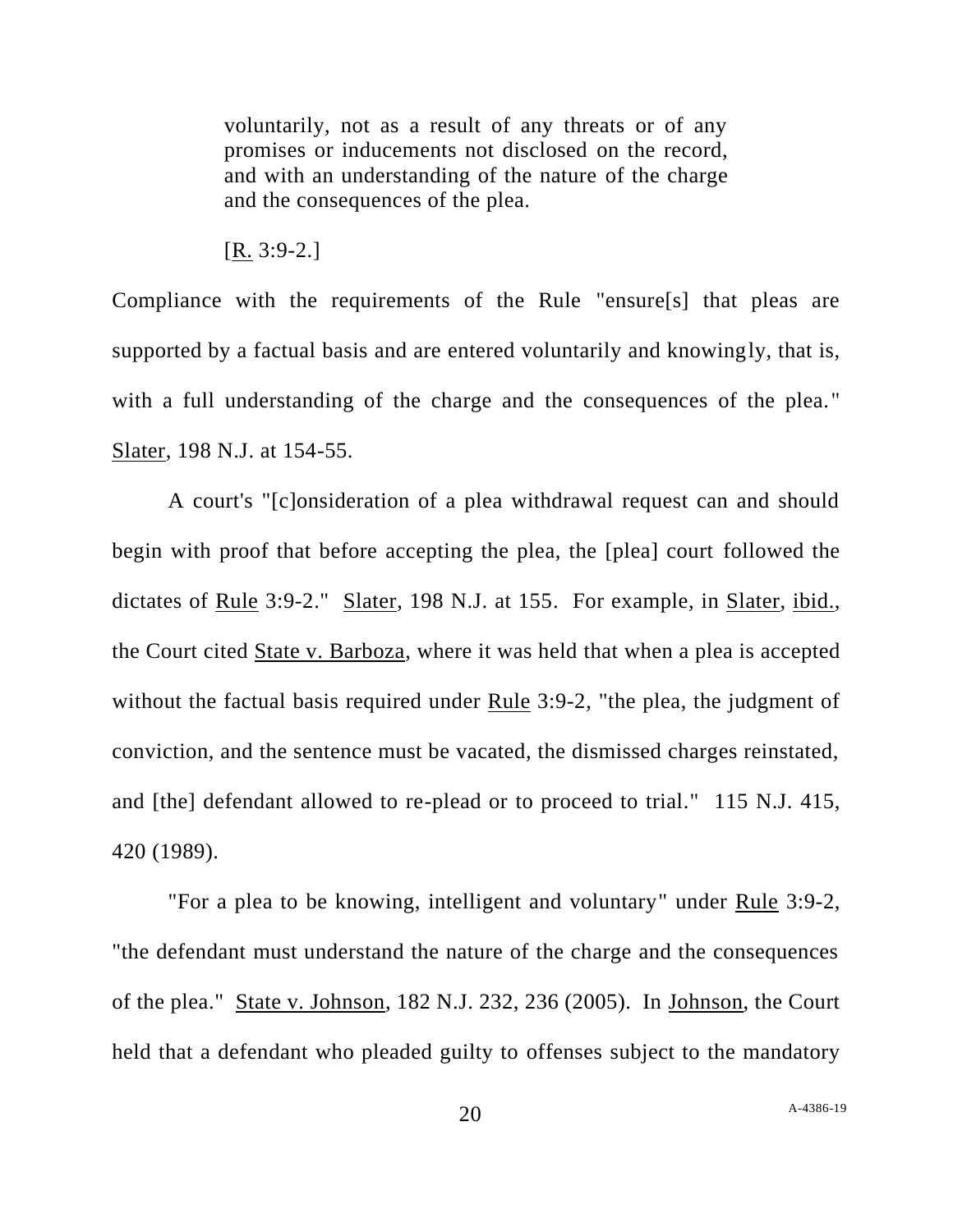> voluntarily, not as a result of any threats or of any promises or inducements not disclosed on the record, and with an understanding of the nature of the charge and the consequences of the plea.
>
> [R. 3:9-2.]

Compliance with the requirements of the Rule "ensure[s] that pleas are supported by a factual basis and are entered voluntarily and knowingly, that is, with a full understanding of the charge and the consequences of the plea." Slater, 198 N.J. at 154-55.

A court's "[c]onsideration of a plea withdrawal request can and should begin with proof that before accepting the plea, the [plea] court followed the dictates of Rule 3:9-2." Slater, 198 N.J. at 155. For example, in Slater, ibid., the Court cited State v. Barboza, where it was held that when a plea is accepted without the factual basis required under Rule 3:9-2, "the plea, the judgment of conviction, and the sentence must be vacated, the dismissed charges reinstated, and [the] defendant allowed to re-plead or to proceed to trial." 115 N.J. 415, 420 (1989).

"For a plea to be knowing, intelligent and voluntary" under Rule 3:9-2, "the defendant must understand the nature of the charge and the consequences of the plea." State v. Johnson, 182 N.J. 232, 236 (2005). In Johnson, the Court held that a defendant who pleaded guilty to offenses subject to the mandatory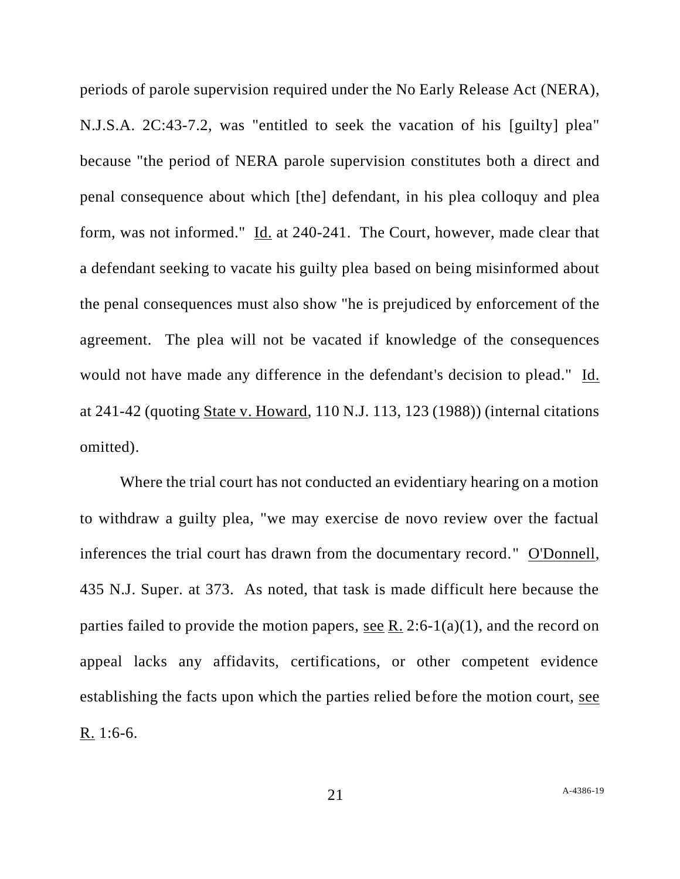periods of parole supervision required under the No Early Release Act (NERA), N.J.S.A. 2C:43-7.2, was "entitled to seek the vacation of his [guilty] plea" because "the period of NERA parole supervision constitutes both a direct and penal consequence about which [the] defendant, in his plea colloquy and plea form, was not informed." Id. at 240-241. The Court, however, made clear that a defendant seeking to vacate his guilty plea based on being misinformed about the penal consequences must also show "he is prejudiced by enforcement of the agreement. The plea will not be vacated if knowledge of the consequences would not have made any difference in the defendant's decision to plead." Id. at 241-42 (quoting State v. Howard, 110 N.J. 113, 123 (1988)) (internal citations omitted).

Where the trial court has not conducted an evidentiary hearing on a motion to withdraw a guilty plea, "we may exercise de novo review over the factual inferences the trial court has drawn from the documentary record." O'Donnell, 435 N.J. Super. at 373. As noted, that task is made difficult here because the parties failed to provide the motion papers, see R. 2:6-1(a)(1), and the record on appeal lacks any affidavits, certifications, or other competent evidence establishing the facts upon which the parties relied before the motion court, see R. 1:6-6.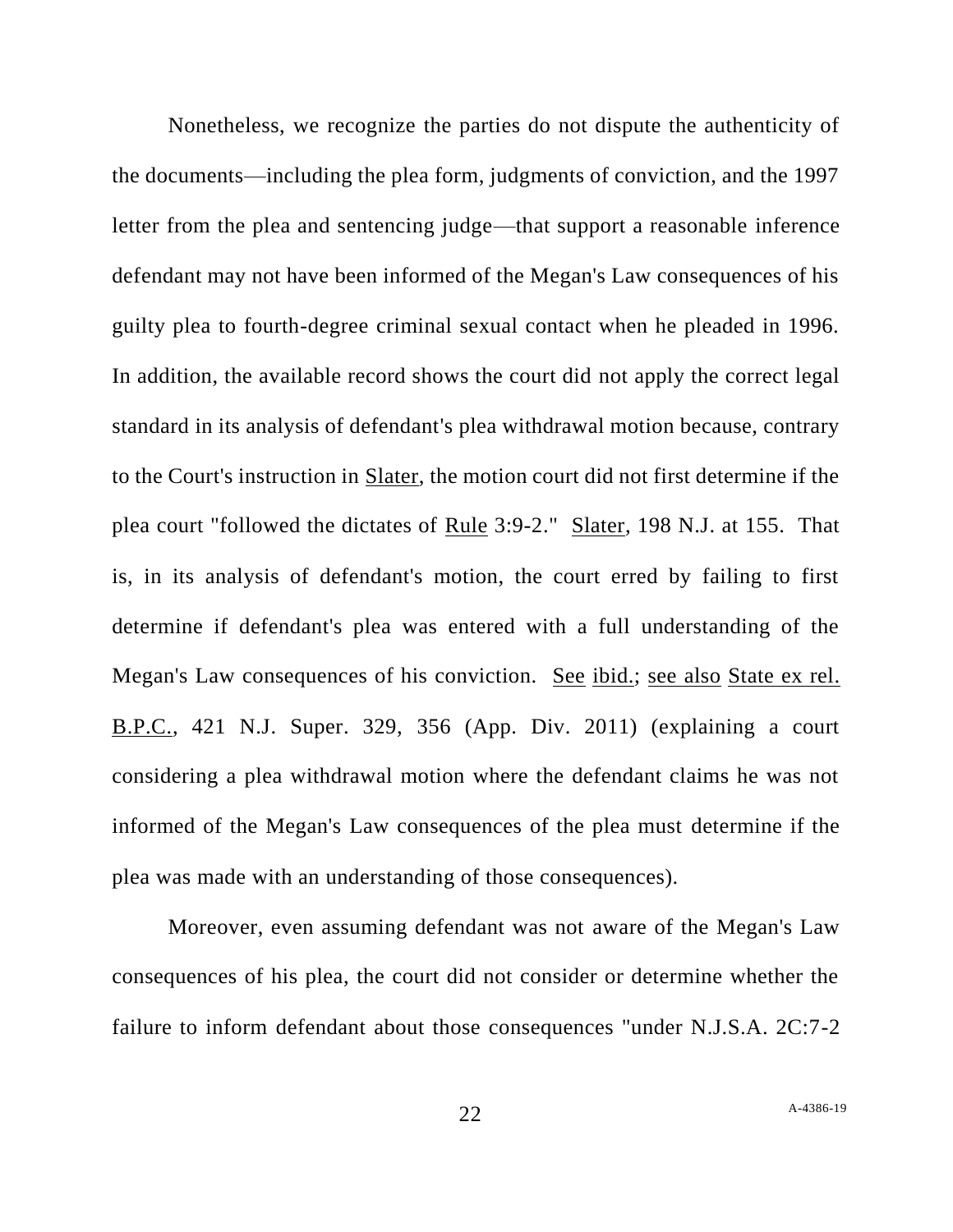Nonetheless, we recognize the parties do not dispute the authenticity of the documents—including the plea form, judgments of conviction, and the 1997 letter from the plea and sentencing judge—that support a reasonable inference defendant may not have been informed of the Megan's Law consequences of his guilty plea to fourth-degree criminal sexual contact when he pleaded in 1996. In addition, the available record shows the court did not apply the correct legal standard in its analysis of defendant's plea withdrawal motion because, contrary to the Court's instruction in Slater, the motion court did not first determine if the plea court "followed the dictates of Rule 3:9-2." Slater, 198 N.J. at 155. That is, in its analysis of defendant's motion, the court erred by failing to first determine if defendant's plea was entered with a full understanding of the Megan's Law consequences of his conviction. See ibid.; see also State ex rel. B.P.C., 421 N.J. Super. 329, 356 (App. Div. 2011) (explaining a court considering a plea withdrawal motion where the defendant claims he was not informed of the Megan's Law consequences of the plea must determine if the plea was made with an understanding of those consequences).

Moreover, even assuming defendant was not aware of the Megan's Law consequences of his plea, the court did not consider or determine whether the failure to inform defendant about those consequences "under N.J.S.A. 2C:7-2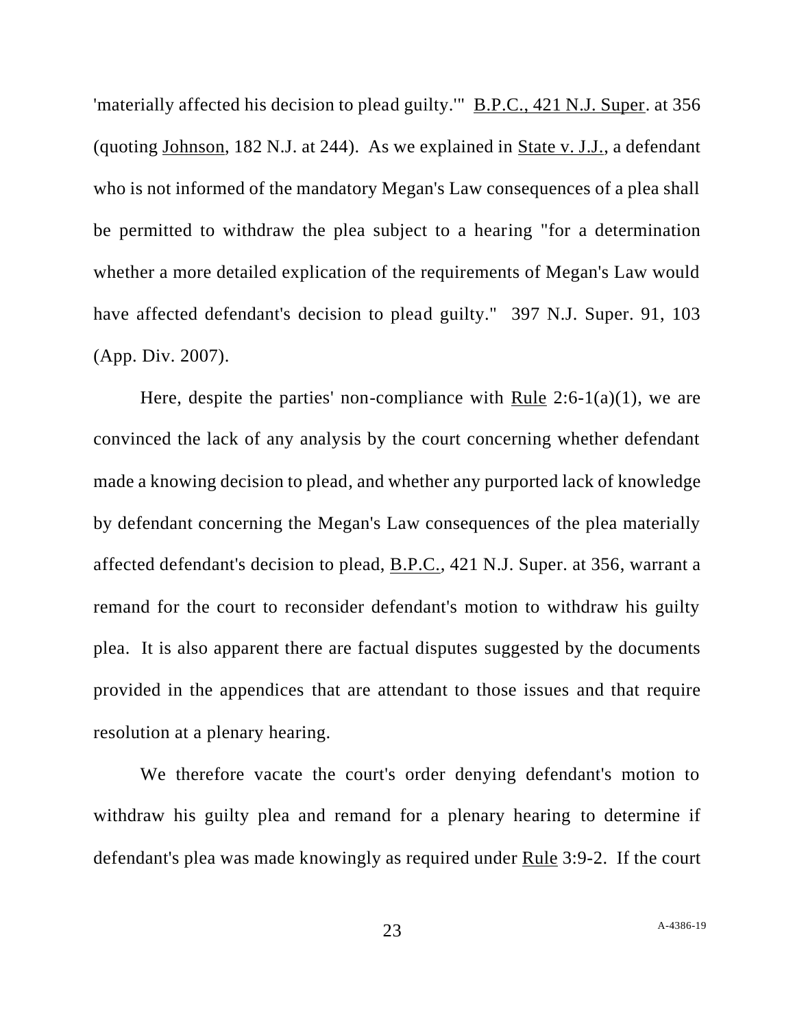'materially affected his decision to plead guilty.'" B.P.C., 421 N.J. Super. at 356 (quoting Johnson, 182 N.J. at 244). As we explained in State v. J.J., a defendant who is not informed of the mandatory Megan's Law consequences of a plea shall be permitted to withdraw the plea subject to a hearing "for a determination whether a more detailed explication of the requirements of Megan's Law would have affected defendant's decision to plead guilty." 397 N.J. Super. 91, 103 (App. Div. 2007).

Here, despite the parties' non-compliance with Rule 2:6-1(a)(1), we are convinced the lack of any analysis by the court concerning whether defendant made a knowing decision to plead, and whether any purported lack of knowledge by defendant concerning the Megan's Law consequences of the plea materially affected defendant's decision to plead, B.P.C., 421 N.J. Super. at 356, warrant a remand for the court to reconsider defendant's motion to withdraw his guilty plea. It is also apparent there are factual disputes suggested by the documents provided in the appendices that are attendant to those issues and that require resolution at a plenary hearing.

We therefore vacate the court's order denying defendant's motion to withdraw his guilty plea and remand for a plenary hearing to determine if defendant's plea was made knowingly as required under Rule 3:9-2. If the court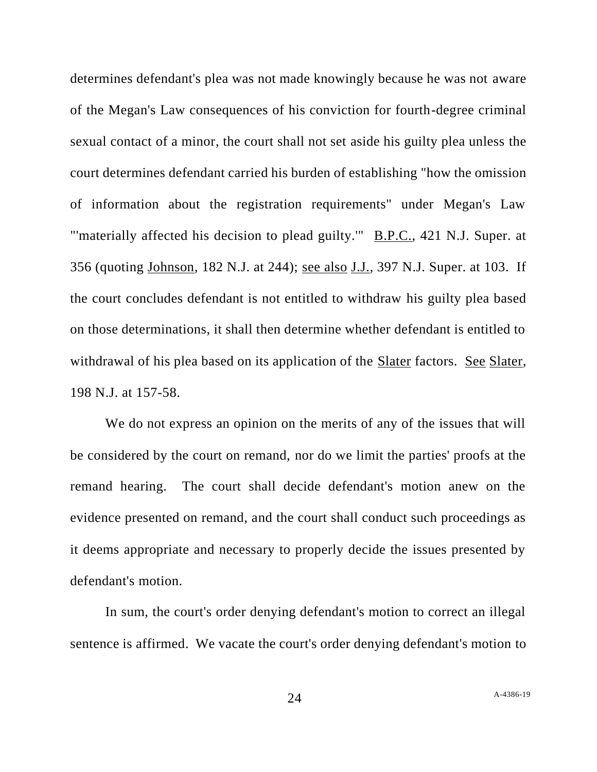determines defendant's plea was not made knowingly because he was not aware of the Megan's Law consequences of his conviction for fourth-degree criminal sexual contact of a minor, the court shall not set aside his guilty plea unless the court determines defendant carried his burden of establishing "how the omission of information about the registration requirements" under Megan's Law "'materially affected his decision to plead guilty.'" B.P.C., 421 N.J. Super. at 356 (quoting Johnson, 182 N.J. at 244); see also J.J., 397 N.J. Super. at 103. If the court concludes defendant is not entitled to withdraw his guilty plea based on those determinations, it shall then determine whether defendant is entitled to withdrawal of his plea based on its application of the Slater factors. See Slater, 198 N.J. at 157-58.

We do not express an opinion on the merits of any of the issues that will be considered by the court on remand, nor do we limit the parties' proofs at the remand hearing. The court shall decide defendant's motion anew on the evidence presented on remand, and the court shall conduct such proceedings as it deems appropriate and necessary to properly decide the issues presented by defendant's motion.

In sum, the court's order denying defendant's motion to correct an illegal sentence is affirmed. We vacate the court's order denying defendant's motion to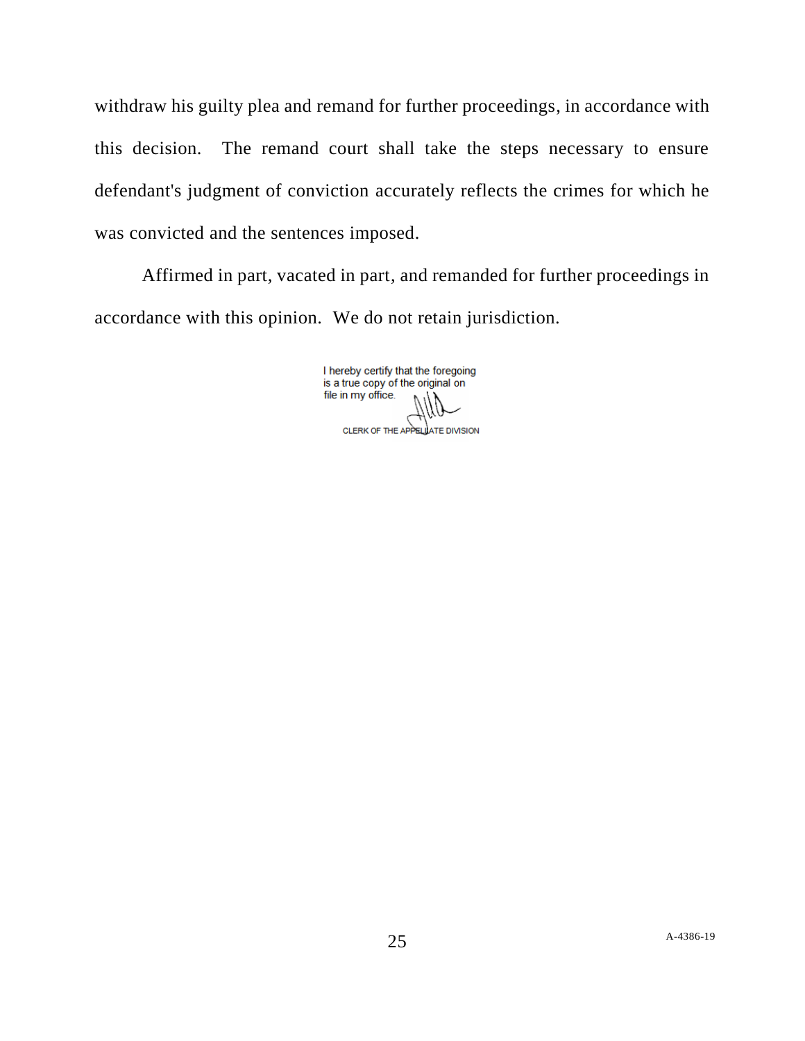withdraw his guilty plea and remand for further proceedings, in accordance with this decision. The remand court shall take the steps necessary to ensure defendant's judgment of conviction accurately reflects the crimes for which he was convicted and the sentences imposed.

Affirmed in part, vacated in part, and remanded for further proceedings in accordance with this opinion. We do not retain jurisdiction.

I hereby certify that the foregoing is a true copy of the original on file in my office.

CLERK OF THE APPELLATE DIVISION